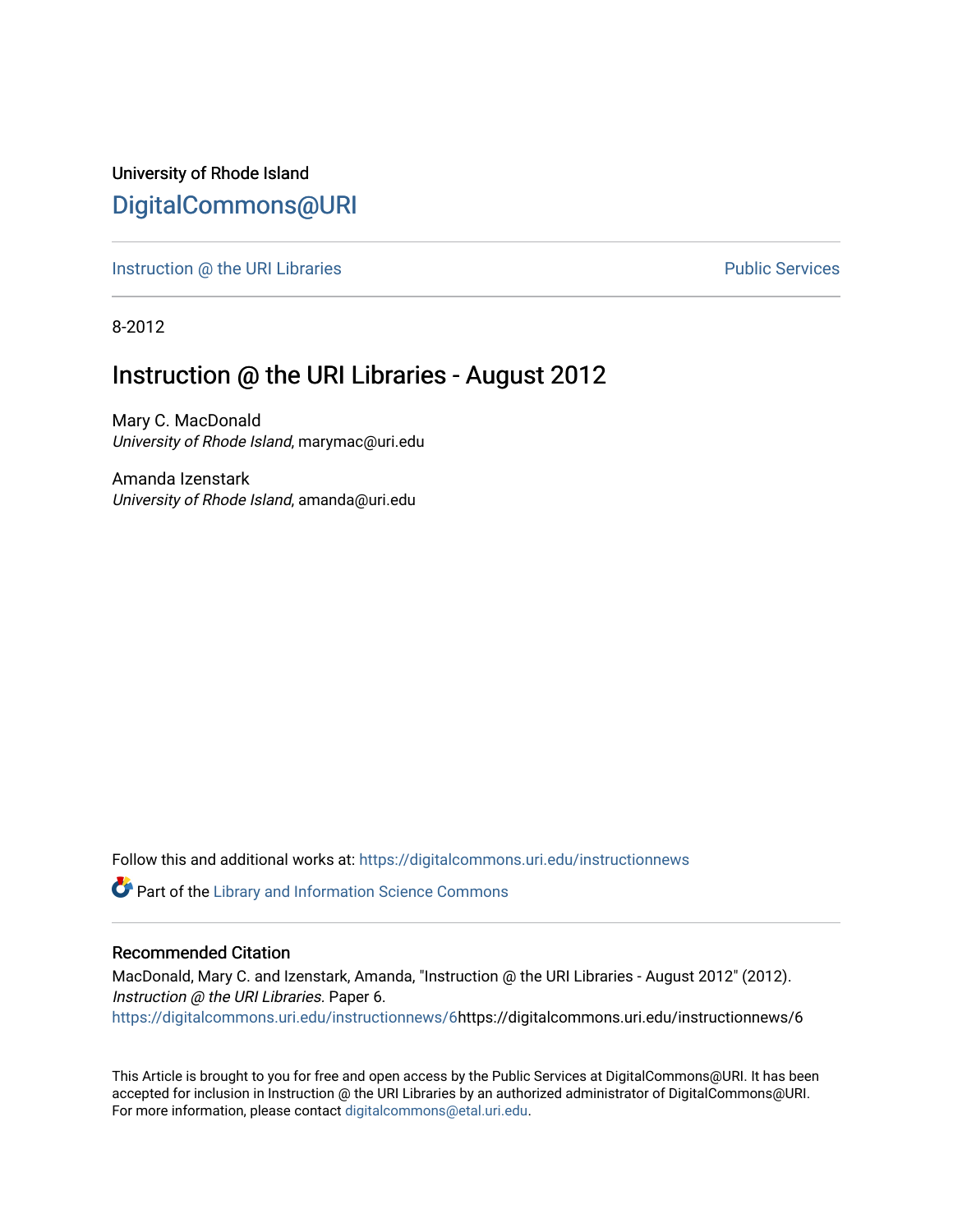University of Rhode Island

# DigitalCommons@URI

Instruction @ the URI Libraries | Public Services

8-2012

## Instruction @ the URI Libraries - August 2012

Mary C. MacDonald
*University of Rhode Island*, marymac@uri.edu

Amanda Izenstark
*University of Rhode Island*, amanda@uri.edu

Follow this and additional works at: https://digitalcommons.uri.edu/instructionnews

Part of the Library and Information Science Commons

### Recommended Citation

MacDonald, Mary C. and Izenstark, Amanda, "Instruction @ the URI Libraries - August 2012" (2012). *Instruction @ the URI Libraries.* Paper 6.
https://digitalcommons.uri.edu/instructionnews/6https://digitalcommons.uri.edu/instructionnews/6

This Article is brought to you for free and open access by the Public Services at DigitalCommons@URI. It has been accepted for inclusion in Instruction @ the URI Libraries by an authorized administrator of DigitalCommons@URI. For more information, please contact digitalcommons@etal.uri.edu.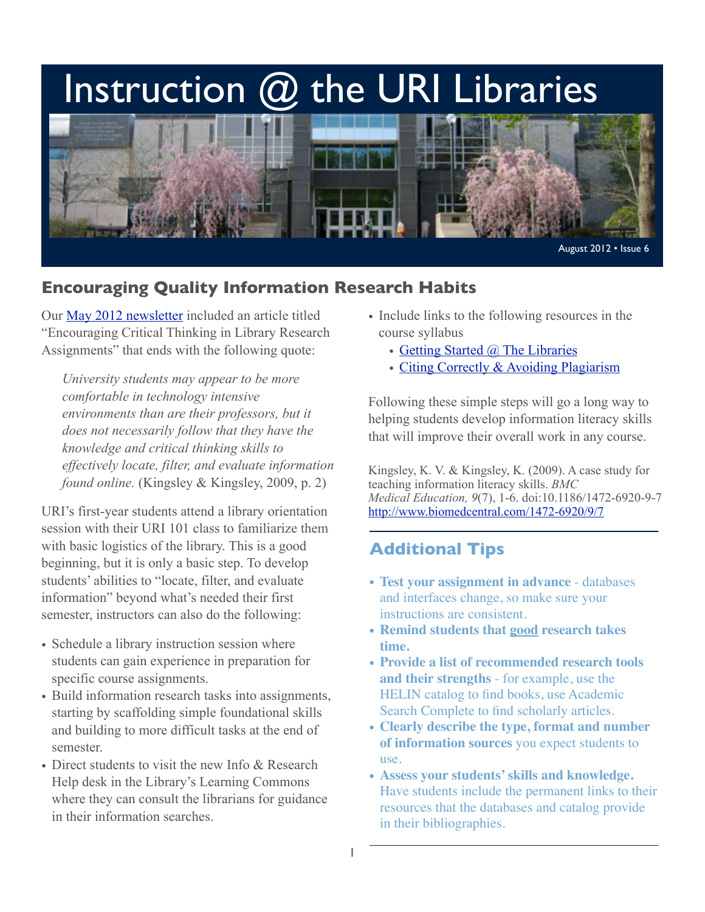# Instruction @ the URI Libraries

August 2012 • Issue 6

## Encouraging Quality Information Research Habits

Our [May 2012 newsletter]() included an article titled "Encouraging Critical Thinking in Library Research Assignments" that ends with the following quote:

> *University students may appear to be more comfortable in technology intensive environments than are their professors, but it does not necessarily follow that they have the knowledge and critical thinking skills to effectively locate, filter, and evaluate information found online.* (Kingsley & Kingsley, 2009, p. 2)

URI's first-year students attend a library orientation session with their URI 101 class to familiarize them with basic logistics of the library. This is a good beginning, but it is only a basic step. To develop students' abilities to "locate, filter, and evaluate information" beyond what's needed their first semester, instructors can also do the following:

- Schedule a library instruction session where students can gain experience in preparation for specific course assignments.
- Build information research tasks into assignments, starting by scaffolding simple foundational skills and building to more difficult tasks at the end of semester.
- Direct students to visit the new Info & Research Help desk in the Library's Learning Commons where they can consult the librarians for guidance in their information searches.
- Include links to the following resources in the course syllabus
  - Getting Started @ The Libraries
  - Citing Correctly & Avoiding Plagiarism

Following these simple steps will go a long way to helping students develop information literacy skills that will improve their overall work in any course.

Kingsley, K. V. & Kingsley, K. (2009). A case study for teaching information literacy skills. *BMC Medical Education, 9*(7), 1-6. doi:10.1186/1472-6920-9-7 http://www.biomedcentral.com/1472-6920/9/7

## Additional Tips

- **Test your assignment in advance** - databases and interfaces change, so make sure your instructions are consistent.
- **Remind students that good research takes time.**
- **Provide a list of recommended research tools and their strengths** - for example, use the HELIN catalog to find books, use Academic Search Complete to find scholarly articles.
- **Clearly describe the type, format and number of information sources** you expect students to use.
- **Assess your students' skills and knowledge.** Have students include the permanent links to their resources that the databases and catalog provide in their bibliographies.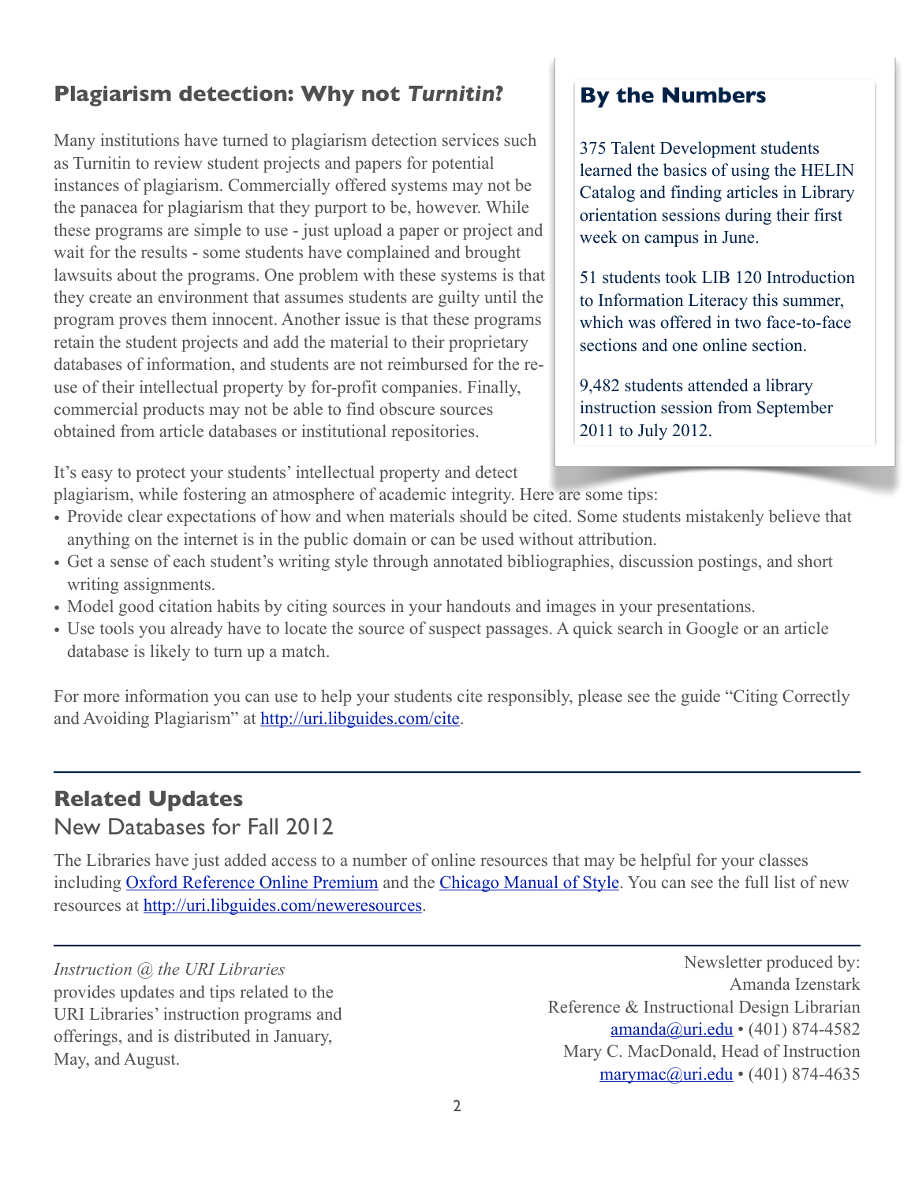## Plagiarism detection: Why not *Turnitin*?

Many institutions have turned to plagiarism detection services such as Turnitin to review student projects and papers for potential instances of plagiarism. Commercially offered systems may not be the panacea for plagiarism that they purport to be, however. While these programs are simple to use - just upload a paper or project and wait for the results - some students have complained and brought lawsuits about the programs. One problem with these systems is that they create an environment that assumes students are guilty until the program proves them innocent. Another issue is that these programs retain the student projects and add the material to their proprietary databases of information, and students are not reimbursed for the re-use of their intellectual property by for-profit companies. Finally, commercial products may not be able to find obscure sources obtained from article databases or institutional repositories.

It's easy to protect your students' intellectual property and detect plagiarism, while fostering an atmosphere of academic integrity. Here are some tips:

- Provide clear expectations of how and when materials should be cited. Some students mistakenly believe that anything on the internet is in the public domain or can be used without attribution.
- Get a sense of each student's writing style through annotated bibliographies, discussion postings, and short writing assignments.
- Model good citation habits by citing sources in your handouts and images in your presentations.
- Use tools you already have to locate the source of suspect passages. A quick search in Google or an article database is likely to turn up a match.

For more information you can use to help your students cite responsibly, please see the guide "Citing Correctly and Avoiding Plagiarism" at http://uri.libguides.com/cite.

## By the Numbers

375 Talent Development students learned the basics of using the HELIN Catalog and finding articles in Library orientation sessions during their first week on campus in June.

51 students took LIB 120 Introduction to Information Literacy this summer, which was offered in two face-to-face sections and one online section.

9,482 students attended a library instruction session from September 2011 to July 2012.

---

## Related Updates

### New Databases for Fall 2012

The Libraries have just added access to a number of online resources that may be helpful for your classes including Oxford Reference Online Premium and the Chicago Manual of Style. You can see the full list of new resources at http://uri.libguides.com/neweresources.

---

*Instruction @ the URI Libraries* provides updates and tips related to the URI Libraries' instruction programs and offerings, and is distributed in January, May, and August.

Newsletter produced by:
Amanda Izenstark
Reference & Instructional Design Librarian
amanda@uri.edu • (401) 874-4582
Mary C. MacDonald, Head of Instruction
marymac@uri.edu • (401) 874-4635